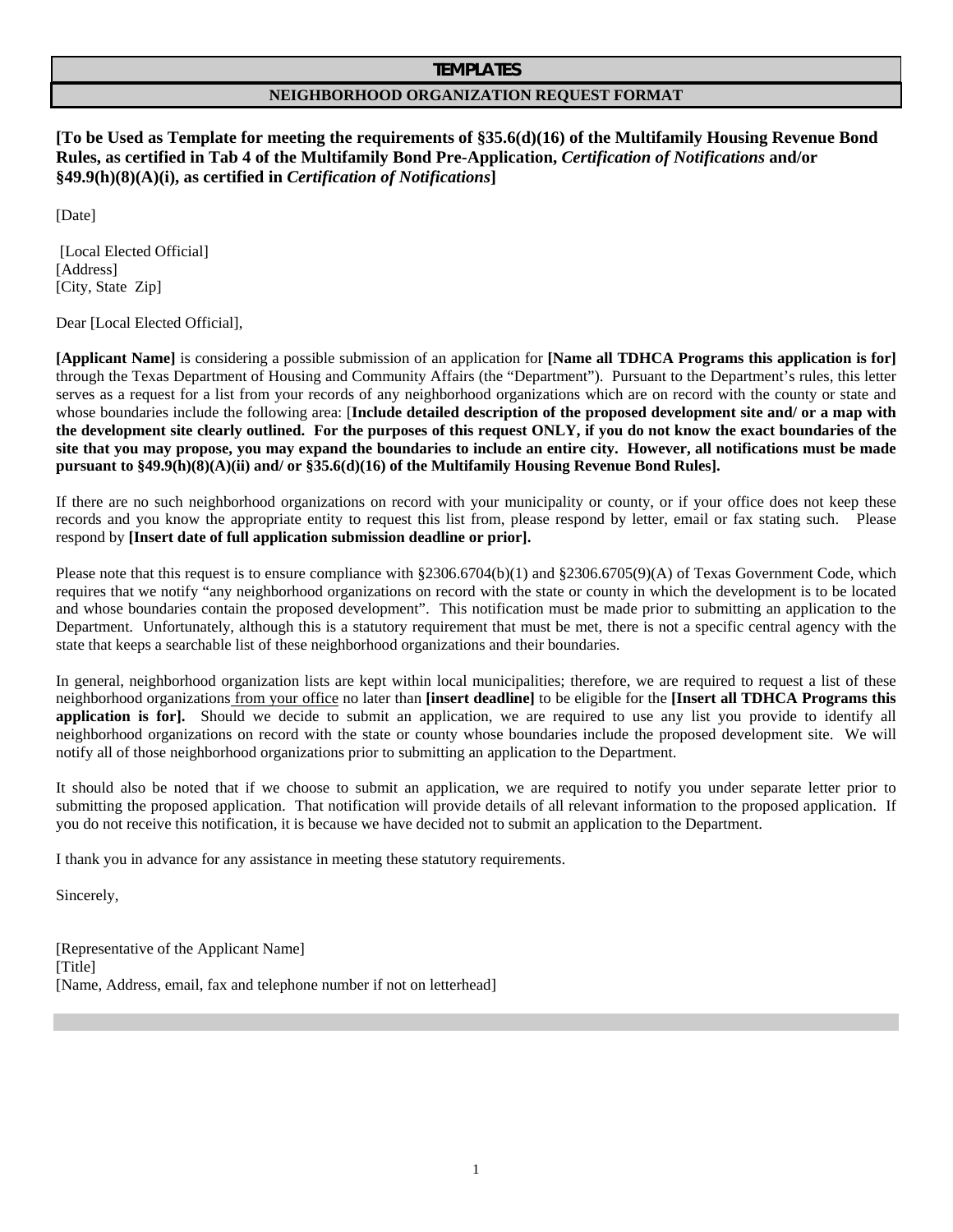# TEMPLATES

## NEIGHBORHOOD ORGANIZATION REQUEST FORMAT

**[To be Used as Template for meeting the requirements of §35.6(d)(16) of the Multifamily Housing Revenue Bond Rules, as certified in Tab 4 of the Multifamily Bond Pre-Application, *Certification of Notifications* and/or §49.9(h)(8)(A)(i), as certified in *Certification of Notifications*]**

[Date]

[Local Elected Official]
[Address]
[City, State Zip]

Dear [Local Elected Official],

**[Applicant Name]** is considering a possible submission of an application for **[Name all TDHCA Programs this application is for]** through the Texas Department of Housing and Community Affairs (the "Department"). Pursuant to the Department's rules, this letter serves as a request for a list from your records of any neighborhood organizations which are on record with the county or state and whose boundaries include the following area: [**Include detailed description of the proposed development site and/ or a map with the development site clearly outlined. For the purposes of this request ONLY, if you do not know the exact boundaries of the site that you may propose, you may expand the boundaries to include an entire city. However, all notifications must be made pursuant to §49.9(h)(8)(A)(ii) and/ or §35.6(d)(16) of the Multifamily Housing Revenue Bond Rules].**

If there are no such neighborhood organizations on record with your municipality or county, or if your office does not keep these records and you know the appropriate entity to request this list from, please respond by letter, email or fax stating such. Please respond by **[Insert date of full application submission deadline or prior].**

Please note that this request is to ensure compliance with §2306.6704(b)(1) and §2306.6705(9)(A) of Texas Government Code, which requires that we notify "any neighborhood organizations on record with the state or county in which the development is to be located and whose boundaries contain the proposed development". This notification must be made prior to submitting an application to the Department. Unfortunately, although this is a statutory requirement that must be met, there is not a specific central agency with the state that keeps a searchable list of these neighborhood organizations and their boundaries.

In general, neighborhood organization lists are kept within local municipalities; therefore, we are required to request a list of these neighborhood organizations from your office no later than **[insert deadline]** to be eligible for the **[Insert all TDHCA Programs this application is for].** Should we decide to submit an application, we are required to use any list you provide to identify all neighborhood organizations on record with the state or county whose boundaries include the proposed development site. We will notify all of those neighborhood organizations prior to submitting an application to the Department.

It should also be noted that if we choose to submit an application, we are required to notify you under separate letter prior to submitting the proposed application. That notification will provide details of all relevant information to the proposed application. If you do not receive this notification, it is because we have decided not to submit an application to the Department.

I thank you in advance for any assistance in meeting these statutory requirements.

Sincerely,

[Representative of the Applicant Name]
[Title]
[Name, Address, email, fax and telephone number if not on letterhead]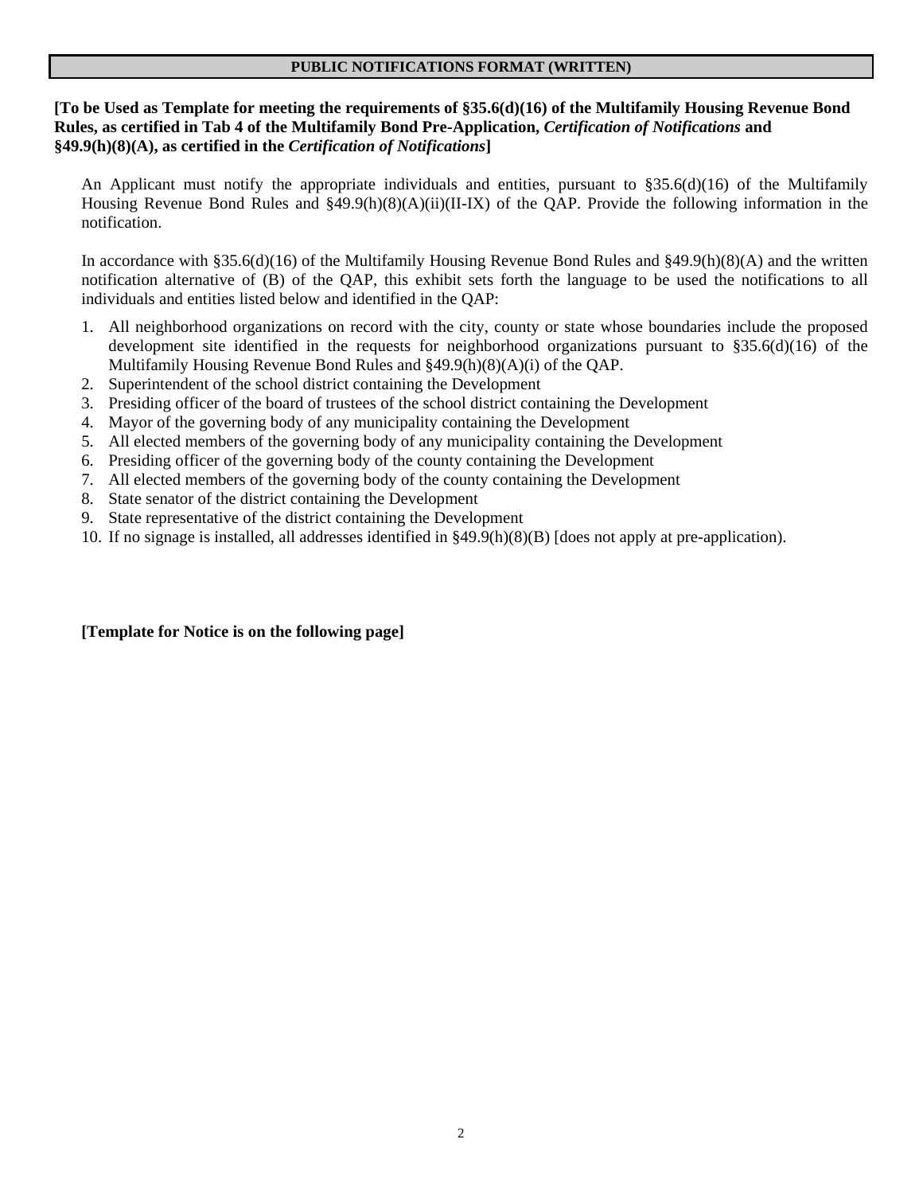## PUBLIC NOTIFICATIONS FORMAT (WRITTEN)

**[To be Used as Template for meeting the requirements of §35.6(d)(16) of the Multifamily Housing Revenue Bond Rules, as certified in Tab 4 of the Multifamily Bond Pre-Application, *Certification of Notifications* and §49.9(h)(8)(A), as certified in the *Certification of Notifications*]**

An Applicant must notify the appropriate individuals and entities, pursuant to §35.6(d)(16) of the Multifamily Housing Revenue Bond Rules and §49.9(h)(8)(A)(ii)(II-IX) of the QAP. Provide the following information in the notification.

In accordance with §35.6(d)(16) of the Multifamily Housing Revenue Bond Rules and §49.9(h)(8)(A) and the written notification alternative of (B) of the QAP, this exhibit sets forth the language to be used the notifications to all individuals and entities listed below and identified in the QAP:

1. All neighborhood organizations on record with the city, county or state whose boundaries include the proposed development site identified in the requests for neighborhood organizations pursuant to §35.6(d)(16) of the Multifamily Housing Revenue Bond Rules and §49.9(h)(8)(A)(i) of the QAP.
2. Superintendent of the school district containing the Development
3. Presiding officer of the board of trustees of the school district containing the Development
4. Mayor of the governing body of any municipality containing the Development
5. All elected members of the governing body of any municipality containing the Development
6. Presiding officer of the governing body of the county containing the Development
7. All elected members of the governing body of the county containing the Development
8. State senator of the district containing the Development
9. State representative of the district containing the Development
10. If no signage is installed, all addresses identified in §49.9(h)(8)(B) [does not apply at pre-application).

**[Template for Notice is on the following page]**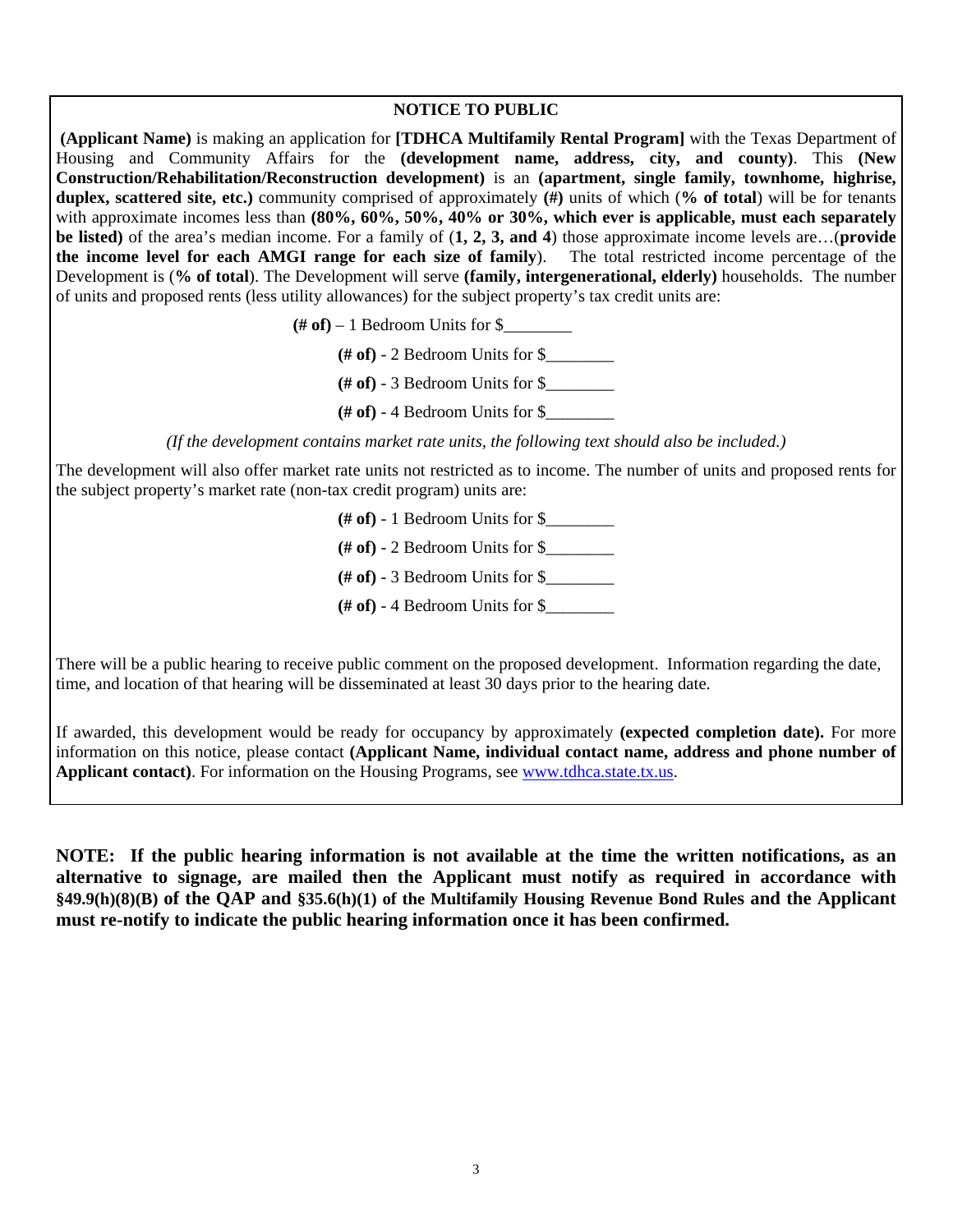## NOTICE TO PUBLIC

**(Applicant Name)** is making an application for **[TDHCA Multifamily Rental Program]** with the Texas Department of Housing and Community Affairs for the **(development name, address, city, and county)**. This **(New Construction/Rehabilitation/Reconstruction development)** is an **(apartment, single family, townhome, highrise, duplex, scattered site, etc.)** community comprised of approximately **(#)** units of which (**% of total**) will be for tenants with approximate incomes less than **(80%, 60%, 50%, 40% or 30%, which ever is applicable, must each separately be listed)** of the area's median income. For a family of (**1, 2, 3, and 4**) those approximate income levels are…(**provide the income level for each AMGI range for each size of family**). The total restricted income percentage of the Development is (**% of total**). The Development will serve **(family, intergenerational, elderly)** households. The number of units and proposed rents (less utility allowances) for the subject property's tax credit units are:

**(# of)** – 1 Bedroom Units for $________

**(# of)** - 2 Bedroom Units for $________

**(# of)** - 3 Bedroom Units for $________

**(# of)** - 4 Bedroom Units for $________

*(If the development contains market rate units, the following text should also be included.)*

The development will also offer market rate units not restricted as to income. The number of units and proposed rents for the subject property's market rate (non-tax credit program) units are:

**(# of)** - 1 Bedroom Units for $________

**(# of)** - 2 Bedroom Units for $________

**(# of)** - 3 Bedroom Units for $________

**(# of)** - 4 Bedroom Units for $________

There will be a public hearing to receive public comment on the proposed development. Information regarding the date, time, and location of that hearing will be disseminated at least 30 days prior to the hearing date.

If awarded, this development would be ready for occupancy by approximately **(expected completion date).** For more information on this notice, please contact **(Applicant Name, individual contact name, address and phone number of Applicant contact)**. For information on the Housing Programs, see www.tdhca.state.tx.us.

**NOTE: If the public hearing information is not available at the time the written notifications, as an alternative to signage, are mailed then the Applicant must notify as required in accordance with §49.9(h)(8)(B) of the QAP and §35.6(h)(1) of the Multifamily Housing Revenue Bond Rules and the Applicant must re-notify to indicate the public hearing information once it has been confirmed.**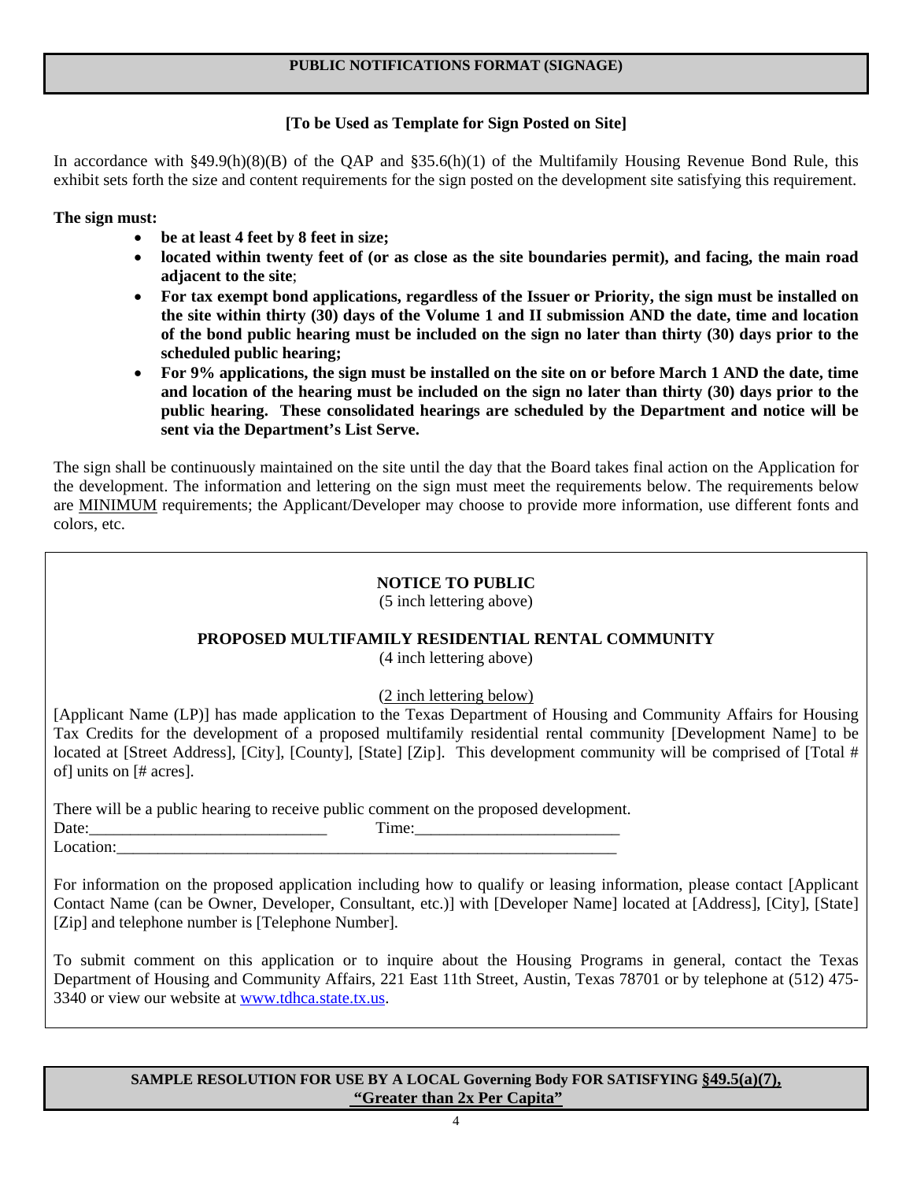## PUBLIC NOTIFICATIONS FORMAT (SIGNAGE)

**[To be Used as Template for Sign Posted on Site]**

In accordance with §49.9(h)(8)(B) of the QAP and §35.6(h)(1) of the Multifamily Housing Revenue Bond Rule, this exhibit sets forth the size and content requirements for the sign posted on the development site satisfying this requirement.

**The sign must:**

- **be at least 4 feet by 8 feet in size;**
- **located within twenty feet of (or as close as the site boundaries permit), and facing, the main road adjacent to the site**;
- **For tax exempt bond applications, regardless of the Issuer or Priority, the sign must be installed on the site within thirty (30) days of the Volume 1 and II submission AND the date, time and location of the bond public hearing must be included on the sign no later than thirty (30) days prior to the scheduled public hearing;**
- **For 9% applications, the sign must be installed on the site on or before March 1 AND the date, time and location of the hearing must be included on the sign no later than thirty (30) days prior to the public hearing. These consolidated hearings are scheduled by the Department and notice will be sent via the Department's List Serve.**

The sign shall be continuously maintained on the site until the day that the Board takes final action on the Application for the development. The information and lettering on the sign must meet the requirements below. The requirements below are MINIMUM requirements; the Applicant/Developer may choose to provide more information, use different fonts and colors, etc.

---

**NOTICE TO PUBLIC**
(5 inch lettering above)

**PROPOSED MULTIFAMILY RESIDENTIAL RENTAL COMMUNITY**
(4 inch lettering above)

(2 inch lettering below)

[Applicant Name (LP)] has made application to the Texas Department of Housing and Community Affairs for Housing Tax Credits for the development of a proposed multifamily residential rental community [Development Name] to be located at [Street Address], [City], [County], [State] [Zip]. This development community will be comprised of [Total # of] units on [# acres].

There will be a public hearing to receive public comment on the proposed development.
Date:_____________________________ Time:_________________________
Location:_______________________________________________________________

For information on the proposed application including how to qualify or leasing information, please contact [Applicant Contact Name (can be Owner, Developer, Consultant, etc.)] with [Developer Name] located at [Address], [City], [State] [Zip] and telephone number is [Telephone Number].

To submit comment on this application or to inquire about the Housing Programs in general, contact the Texas Department of Housing and Community Affairs, 221 East 11th Street, Austin, Texas 78701 or by telephone at (512) 475-3340 or view our website at www.tdhca.state.tx.us.

---

## SAMPLE RESOLUTION FOR USE BY A LOCAL Governing Body FOR SATISFYING §49.5(a)(7), "Greater than 2x Per Capita"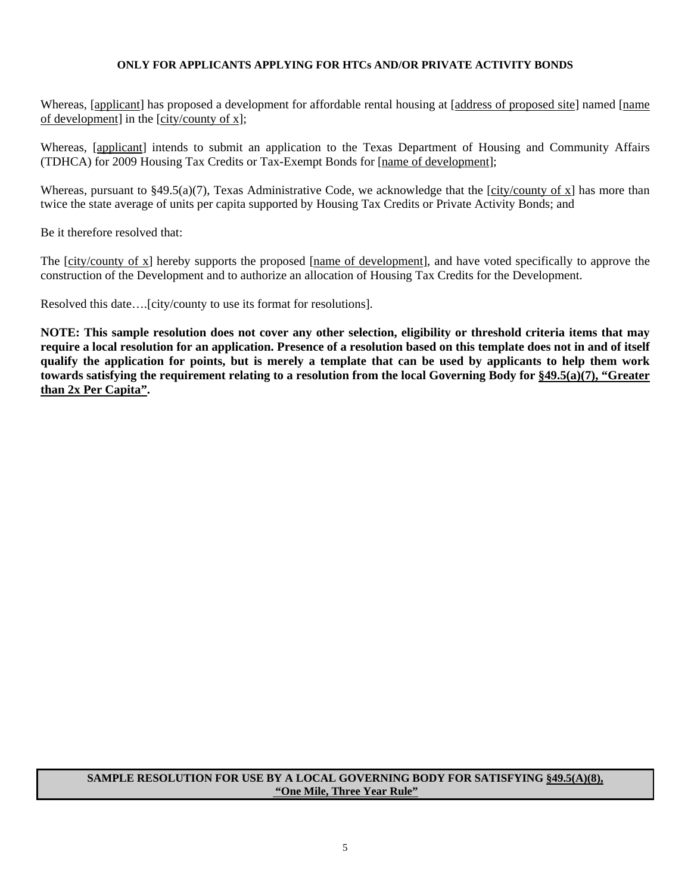**ONLY FOR APPLICANTS APPLYING FOR HTCs AND/OR PRIVATE ACTIVITY BONDS**

Whereas, [applicant] has proposed a development for affordable rental housing at [address of proposed site] named [name of development] in the [city/county of x];

Whereas, [applicant] intends to submit an application to the Texas Department of Housing and Community Affairs (TDHCA) for 2009 Housing Tax Credits or Tax-Exempt Bonds for [name of development];

Whereas, pursuant to §49.5(a)(7), Texas Administrative Code, we acknowledge that the [city/county of x] has more than twice the state average of units per capita supported by Housing Tax Credits or Private Activity Bonds; and

Be it therefore resolved that:

The [city/county of x] hereby supports the proposed [name of development], and have voted specifically to approve the construction of the Development and to authorize an allocation of Housing Tax Credits for the Development.

Resolved this date….[city/county to use its format for resolutions].

**NOTE: This sample resolution does not cover any other selection, eligibility or threshold criteria items that may require a local resolution for an application. Presence of a resolution based on this template does not in and of itself qualify the application for points, but is merely a template that can be used by applicants to help them work towards satisfying the requirement relating to a resolution from the local Governing Body for §49.5(a)(7), "Greater than 2x Per Capita".**

**SAMPLE RESOLUTION FOR USE BY A LOCAL GOVERNING BODY FOR SATISFYING §49.5(A)(8), "One Mile, Three Year Rule"**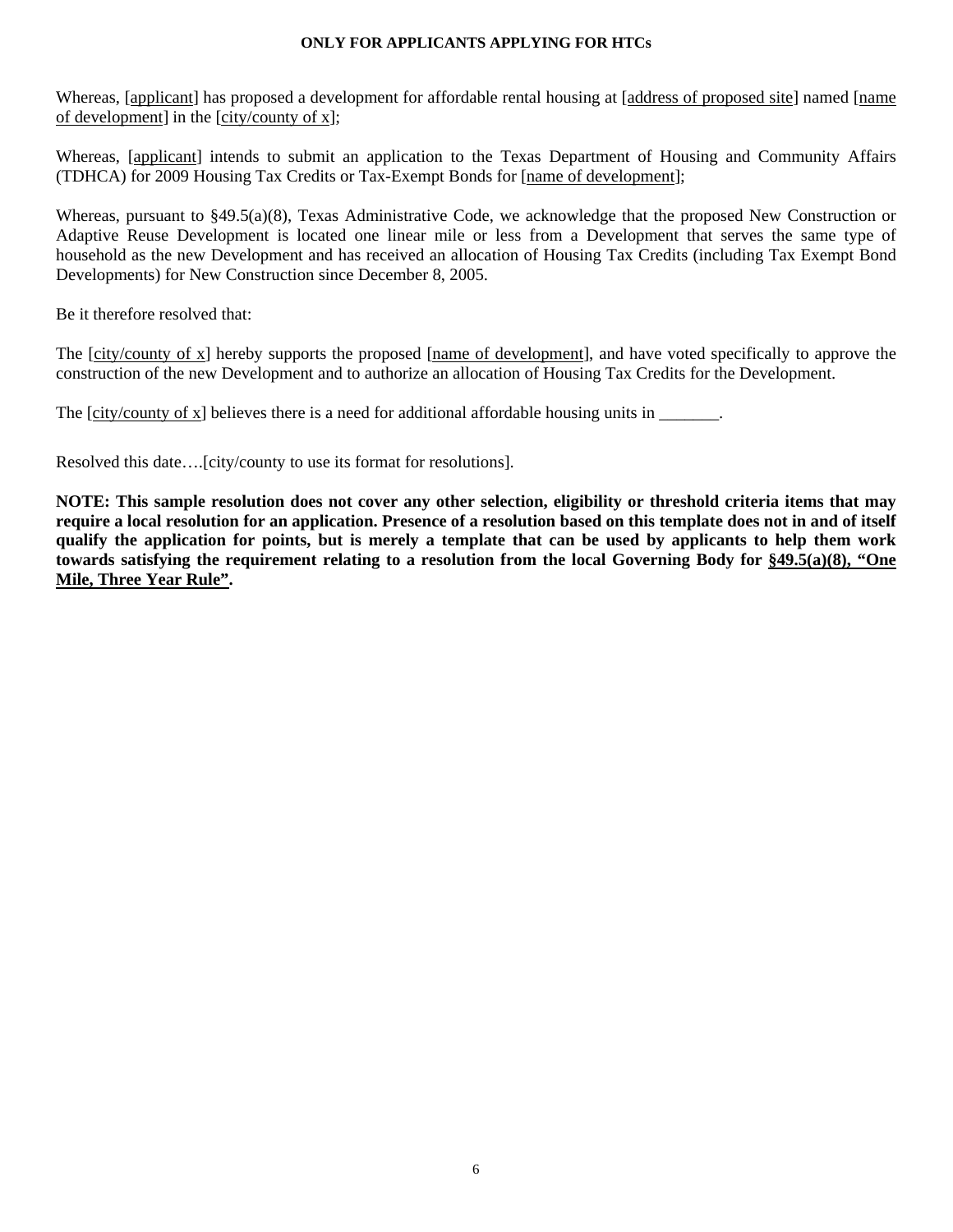**ONLY FOR APPLICANTS APPLYING FOR HTCs**

Whereas, [applicant] has proposed a development for affordable rental housing at [address of proposed site] named [name of development] in the [city/county of x];

Whereas, [applicant] intends to submit an application to the Texas Department of Housing and Community Affairs (TDHCA) for 2009 Housing Tax Credits or Tax-Exempt Bonds for [name of development];

Whereas, pursuant to §49.5(a)(8), Texas Administrative Code, we acknowledge that the proposed New Construction or Adaptive Reuse Development is located one linear mile or less from a Development that serves the same type of household as the new Development and has received an allocation of Housing Tax Credits (including Tax Exempt Bond Developments) for New Construction since December 8, 2005.

Be it therefore resolved that:

The [city/county of x] hereby supports the proposed [name of development], and have voted specifically to approve the construction of the new Development and to authorize an allocation of Housing Tax Credits for the Development.

The [city/county of x] believes there is a need for additional affordable housing units in _______.

Resolved this date….[city/county to use its format for resolutions].

**NOTE: This sample resolution does not cover any other selection, eligibility or threshold criteria items that may require a local resolution for an application. Presence of a resolution based on this template does not in and of itself qualify the application for points, but is merely a template that can be used by applicants to help them work towards satisfying the requirement relating to a resolution from the local Governing Body for §49.5(a)(8), "One Mile, Three Year Rule".**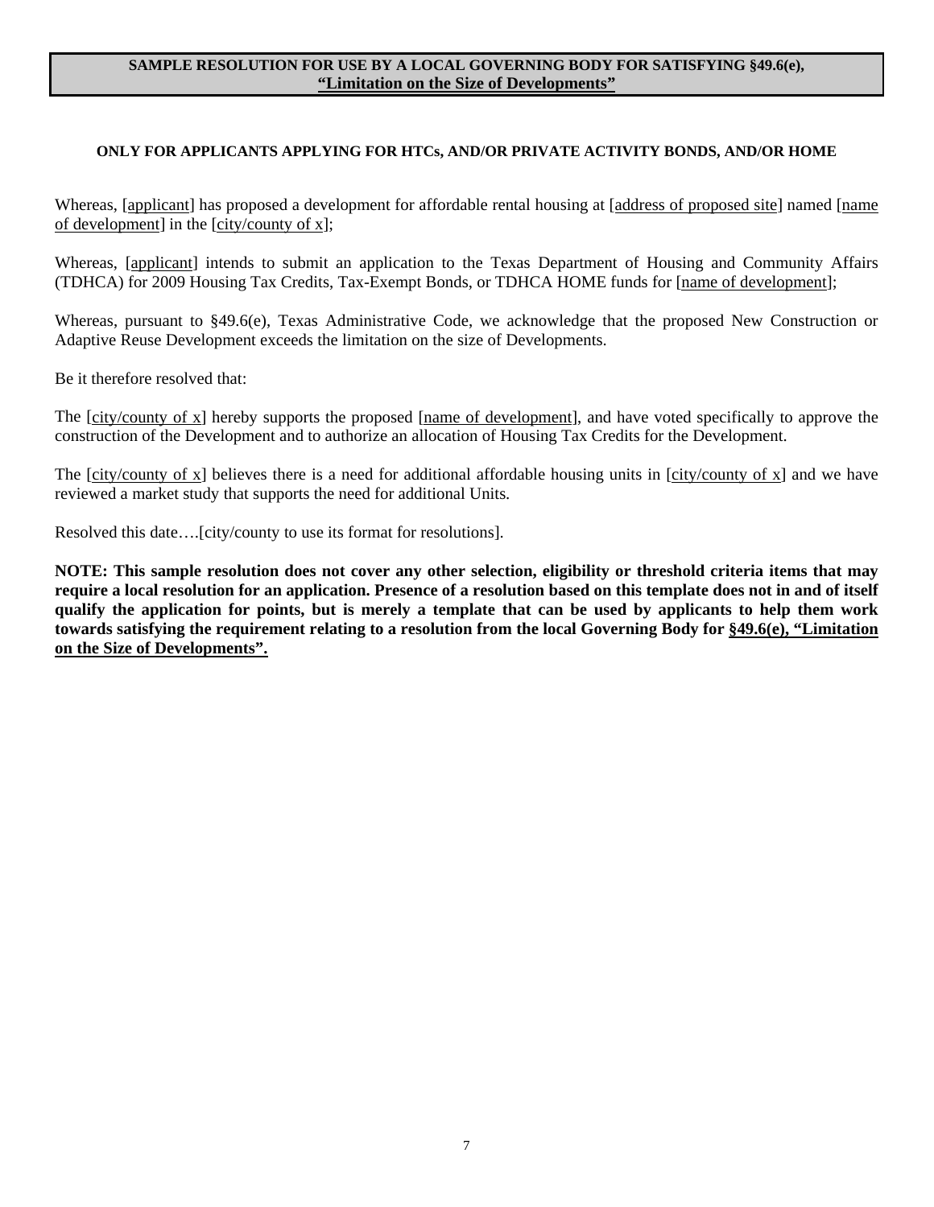**SAMPLE RESOLUTION FOR USE BY A LOCAL GOVERNING BODY FOR SATISFYING §49.6(e), "Limitation on the Size of Developments"**

**ONLY FOR APPLICANTS APPLYING FOR HTCs, AND/OR PRIVATE ACTIVITY BONDS, AND/OR HOME**

Whereas, [applicant] has proposed a development for affordable rental housing at [address of proposed site] named [name of development] in the [city/county of x];

Whereas, [applicant] intends to submit an application to the Texas Department of Housing and Community Affairs (TDHCA) for 2009 Housing Tax Credits, Tax-Exempt Bonds, or TDHCA HOME funds for [name of development];

Whereas, pursuant to §49.6(e), Texas Administrative Code, we acknowledge that the proposed New Construction or Adaptive Reuse Development exceeds the limitation on the size of Developments.

Be it therefore resolved that:

The [city/county of x] hereby supports the proposed [name of development], and have voted specifically to approve the construction of the Development and to authorize an allocation of Housing Tax Credits for the Development.

The [city/county of x] believes there is a need for additional affordable housing units in [city/county of x] and we have reviewed a market study that supports the need for additional Units.

Resolved this date….[city/county to use its format for resolutions].

**NOTE: This sample resolution does not cover any other selection, eligibility or threshold criteria items that may require a local resolution for an application. Presence of a resolution based on this template does not in and of itself qualify the application for points, but is merely a template that can be used by applicants to help them work towards satisfying the requirement relating to a resolution from the local Governing Body for §49.6(e), "Limitation on the Size of Developments".**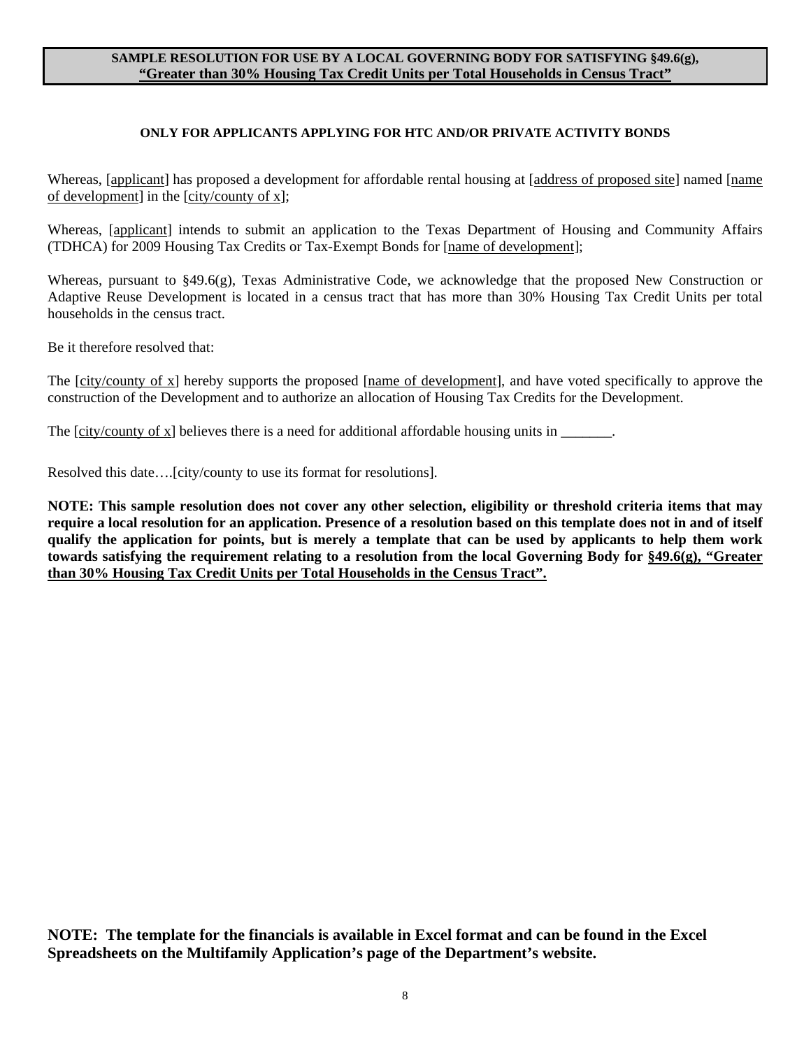**SAMPLE RESOLUTION FOR USE BY A LOCAL GOVERNING BODY FOR SATISFYING §49.6(g), "Greater than 30% Housing Tax Credit Units per Total Households in Census Tract"**

**ONLY FOR APPLICANTS APPLYING FOR HTC AND/OR PRIVATE ACTIVITY BONDS**

Whereas, [applicant] has proposed a development for affordable rental housing at [address of proposed site] named [name of development] in the [city/county of x];

Whereas, [applicant] intends to submit an application to the Texas Department of Housing and Community Affairs (TDHCA) for 2009 Housing Tax Credits or Tax-Exempt Bonds for [name of development];

Whereas, pursuant to §49.6(g), Texas Administrative Code, we acknowledge that the proposed New Construction or Adaptive Reuse Development is located in a census tract that has more than 30% Housing Tax Credit Units per total households in the census tract.

Be it therefore resolved that:

The [city/county of x] hereby supports the proposed [name of development], and have voted specifically to approve the construction of the Development and to authorize an allocation of Housing Tax Credits for the Development.

The [city/county of x] believes there is a need for additional affordable housing units in _______.

Resolved this date….[city/county to use its format for resolutions].

**NOTE: This sample resolution does not cover any other selection, eligibility or threshold criteria items that may require a local resolution for an application. Presence of a resolution based on this template does not in and of itself qualify the application for points, but is merely a template that can be used by applicants to help them work towards satisfying the requirement relating to a resolution from the local Governing Body for §49.6(g), "Greater than 30% Housing Tax Credit Units per Total Households in the Census Tract".**

**NOTE: The template for the financials is available in Excel format and can be found in the Excel Spreadsheets on the Multifamily Application's page of the Department's website.**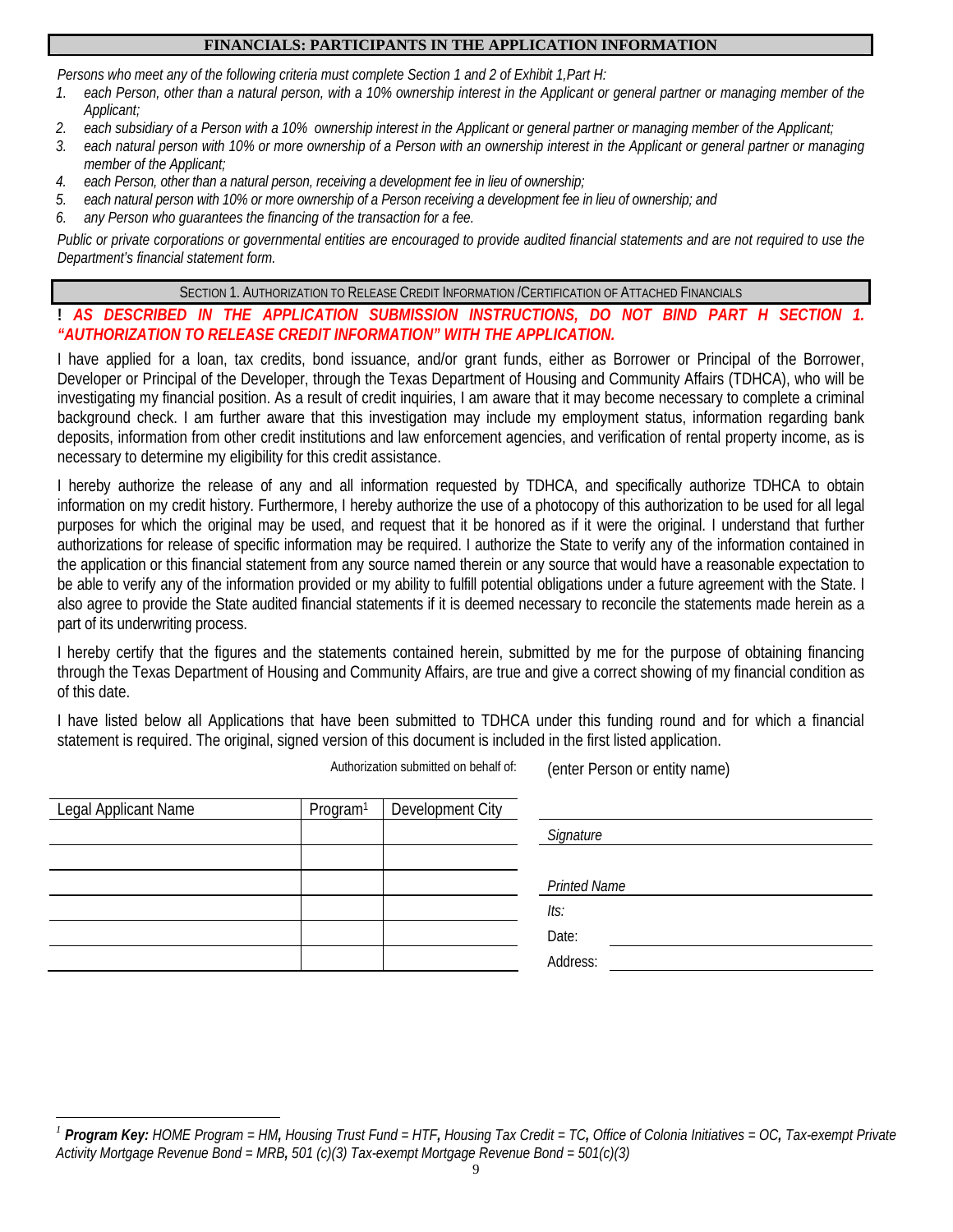## FINANCIALS: PARTICIPANTS IN THE APPLICATION INFORMATION

*Persons who meet any of the following criteria must complete Section 1 and 2 of Exhibit 1,Part H:*

1. *each Person, other than a natural person, with a 10% ownership interest in the Applicant or general partner or managing member of the Applicant;*
2. *each subsidiary of a Person with a 10% ownership interest in the Applicant or general partner or managing member of the Applicant;*
3. *each natural person with 10% or more ownership of a Person with an ownership interest in the Applicant or general partner or managing member of the Applicant;*
4. *each Person, other than a natural person, receiving a development fee in lieu of ownership;*
5. *each natural person with 10% or more ownership of a Person receiving a development fee in lieu of ownership; and*
6. *any Person who guarantees the financing of the transaction for a fee.*

*Public or private corporations or governmental entities are encouraged to provide audited financial statements and are not required to use the Department's financial statement form.*

### SECTION 1. AUTHORIZATION TO RELEASE CREDIT INFORMATION /CERTIFICATION OF ATTACHED FINANCIALS

**! *AS DESCRIBED IN THE APPLICATION SUBMISSION INSTRUCTIONS, DO NOT BIND PART H SECTION 1. "AUTHORIZATION TO RELEASE CREDIT INFORMATION" WITH THE APPLICATION.***

I have applied for a loan, tax credits, bond issuance, and/or grant funds, either as Borrower or Principal of the Borrower, Developer or Principal of the Developer, through the Texas Department of Housing and Community Affairs (TDHCA), who will be investigating my financial position. As a result of credit inquiries, I am aware that it may become necessary to complete a criminal background check. I am further aware that this investigation may include my employment status, information regarding bank deposits, information from other credit institutions and law enforcement agencies, and verification of rental property income, as is necessary to determine my eligibility for this credit assistance.

I hereby authorize the release of any and all information requested by TDHCA, and specifically authorize TDHCA to obtain information on my credit history. Furthermore, I hereby authorize the use of a photocopy of this authorization to be used for all legal purposes for which the original may be used, and request that it be honored as if it were the original. I understand that further authorizations for release of specific information may be required. I authorize the State to verify any of the information contained in the application or this financial statement from any source named therein or any source that would have a reasonable expectation to be able to verify any of the information provided or my ability to fulfill potential obligations under a future agreement with the State. I also agree to provide the State audited financial statements if it is deemed necessary to reconcile the statements made herein as a part of its underwriting process.

I hereby certify that the figures and the statements contained herein, submitted by me for the purpose of obtaining financing through the Texas Department of Housing and Community Affairs, are true and give a correct showing of my financial condition as of this date.

I have listed below all Applications that have been submitted to TDHCA under this funding round and for which a financial statement is required. The original, signed version of this document is included in the first listed application.

Authorization submitted on behalf of: (enter Person or entity name)

| Legal Applicant Name | Program[1] | Development City |
|---|---|---|
| | | |
| | | |
| | | |
| | | |
| | | |
| | | |

_______________________________
*Signature*

_______________________________
*Printed Name*

*Its:*

Date: _______________________

Address: _______________________

[1] ***Program Key:*** *HOME Program = HM, Housing Trust Fund = HTF, Housing Tax Credit = TC, Office of Colonia Initiatives = OC, Tax-exempt Private Activity Mortgage Revenue Bond = MRB, 501 (c)(3) Tax-exempt Mortgage Revenue Bond = 501(c)(3)*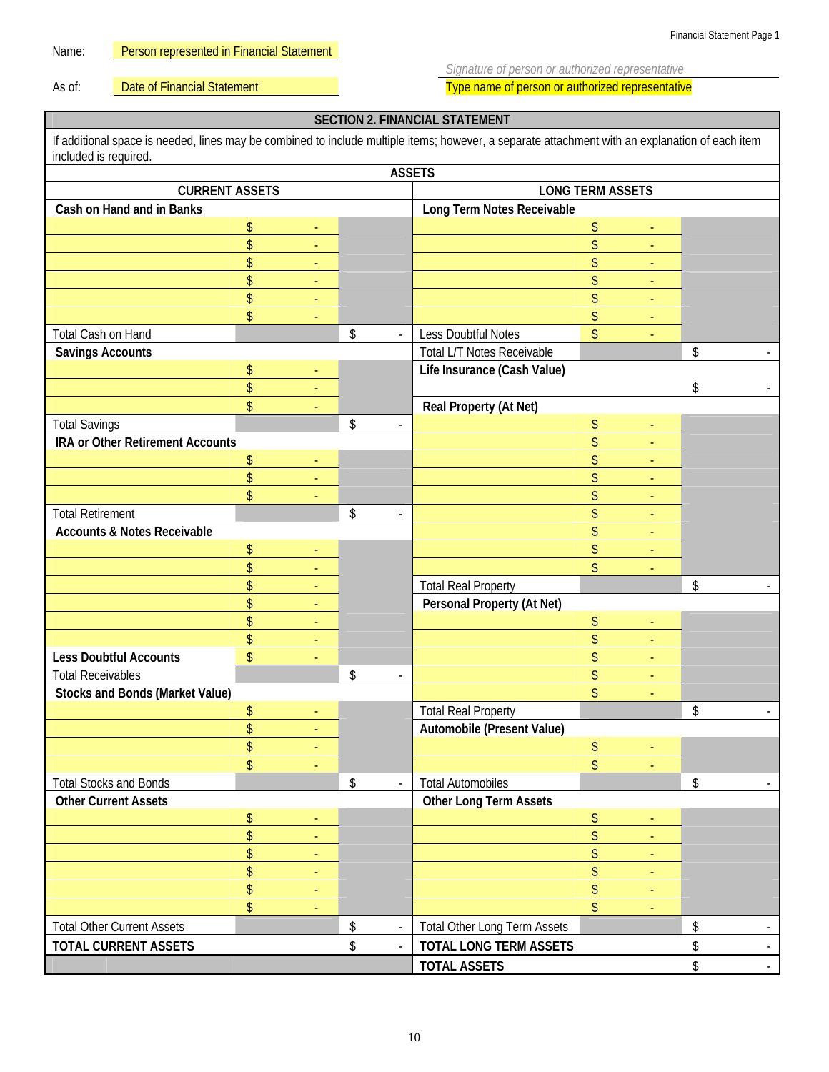Name: Person represented in Financial Statement

As of: Date of Financial Statement

*Signature of person or authorized representative*

Type name of person or authorized representative

## SECTION 2. FINANCIAL STATEMENT

If additional space is needed, lines may be combined to include multiple items; however, a separate attachment with an explanation of each item included is required.

### ASSETS

| CURRENT ASSETS | | | LONG TERM ASSETS | | |
|---|---|---|---|---|---|
| **Cash on Hand and in Banks** | | | **Long Term Notes Receivable** | | |
| | $ - | | | $ - | |
| | $ - | | | $ - | |
| | $ - | | | $ - | |
| | $ - | | | $ - | |
| | $ - | | | $ - | |
| | $ - | | | $ - | |
| Total Cash on Hand | | $ - | Less Doubtful Notes | $ - | |
| **Savings Accounts** | | | Total L/T Notes Receivable | | $ - |
| | $ - | | **Life Insurance (Cash Value)** | | |
| | $ - | | | | $ - |
| | $ - | | **Real Property (At Net)** | | |
| Total Savings | | $ - | | $ - | |
| **IRA or Other Retirement Accounts** | | | | $ - | |
| | $ - | | | $ - | |
| | $ - | | | $ - | |
| | $ - | | | $ - | |
| Total Retirement | | $ - | | $ - | |
| **Accounts & Notes Receivable** | | | | $ - | |
| | $ - | | | $ - | |
| | $ - | | | $ - | |
| | $ - | | Total Real Property | | $ - |
| | $ - | | **Personal Property (At Net)** | | |
| | $ - | | | $ - | |
| | $ - | | | $ - | |
| **Less Doubtful Accounts** | $ - | | | $ - | |
| Total Receivables | | $ - | | $ - | |
| **Stocks and Bonds (Market Value)** | | | | $ - | |
| | $ - | | Total Real Property | | $ - |
| | $ - | | **Automobile (Present Value)** | | |
| | $ - | | | $ - | |
| | $ - | | | $ - | |
| Total Stocks and Bonds | | $ - | Total Automobiles | | $ - |
| **Other Current Assets** | | | **Other Long Term Assets** | | |
| | $ - | | | $ - | |
| | $ - | | | $ - | |
| | $ - | | | $ - | |
| | $ - | | | $ - | |
| | $ - | | | $ - | |
| | $ - | | | $ - | |
| Total Other Current Assets | | $ - | Total Other Long Term Assets | | $ - |
| **TOTAL CURRENT ASSETS** | | $ - | **TOTAL LONG TERM ASSETS** | | $ - |
| | | | **TOTAL ASSETS** | | $ - |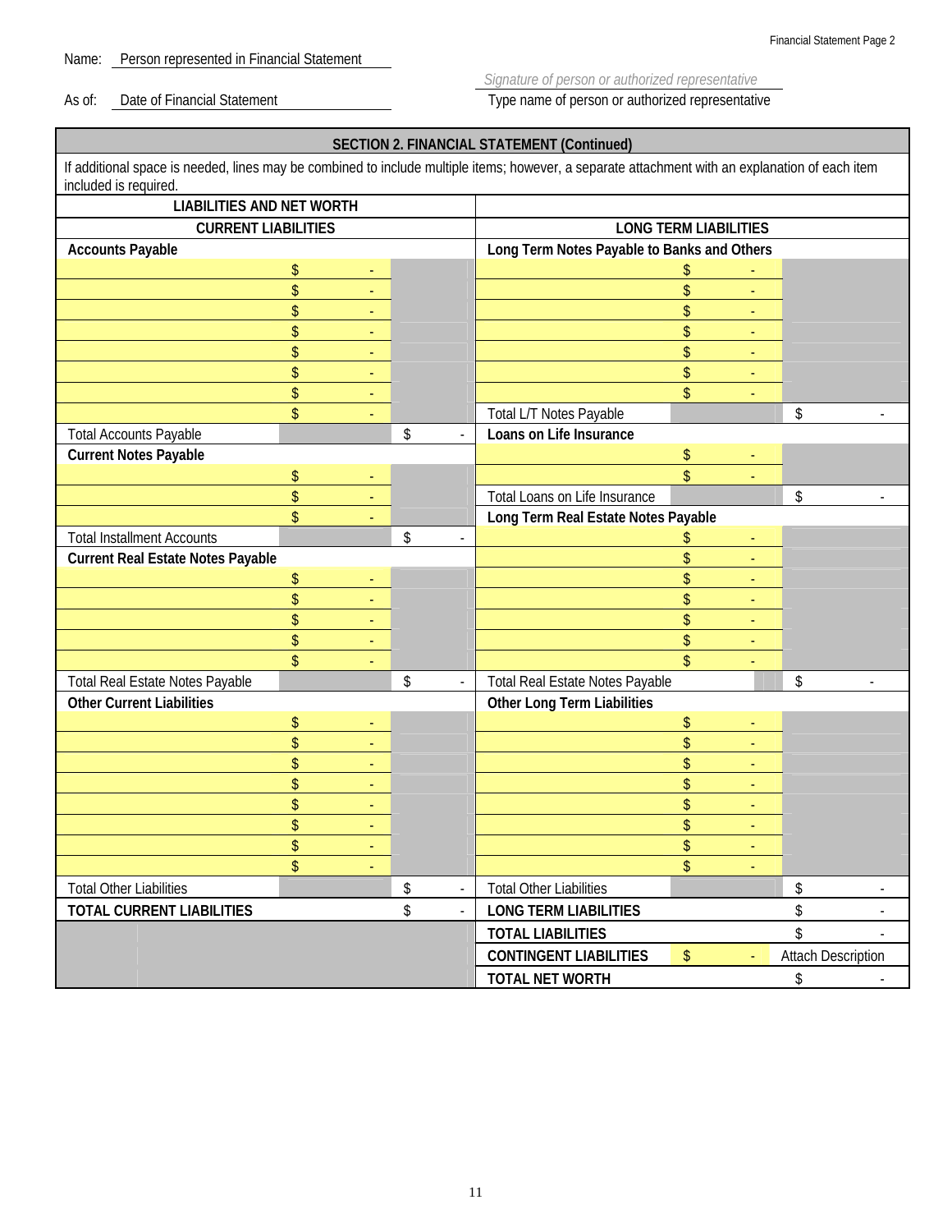Name: Person represented in Financial Statement

As of: Date of Financial Statement

*Signature of person or authorized representative*

Type name of person or authorized representative

## SECTION 2. FINANCIAL STATEMENT (Continued)

If additional space is needed, lines may be combined to include multiple items; however, a separate attachment with an explanation of each item included is required.

| LIABILITIES AND NET WORTH | | | | | |
|---|---|---|---|---|---|
| **CURRENT LIABILITIES** | | | **LONG TERM LIABILITIES** | | |
| **Accounts Payable** | | | **Long Term Notes Payable to Banks and Others** | | |
| | $ - | | | $ - | |
| | $ - | | | $ - | |
| | $ - | | | $ - | |
| | $ - | | | $ - | |
| | $ - | | | $ - | |
| | $ - | | | $ - | |
| | $ - | | | $ - | |
| | $ - | | Total L/T Notes Payable | | $ - |
| Total Accounts Payable | | $ - | **Loans on Life Insurance** | | |
| **Current Notes Payable** | | | | $ - | |
| | $ - | | | $ - | |
| | $ - | | Total Loans on Life Insurance | | $ - |
| | $ - | | **Long Term Real Estate Notes Payable** | | |
| Total Installment Accounts | | $ - | | $ - | |
| **Current Real Estate Notes Payable** | | | | $ - | |
| | $ - | | | $ - | |
| | $ - | | | $ - | |
| | $ - | | | $ - | |
| | $ - | | | $ - | |
| | $ - | | | $ - | |
| Total Real Estate Notes Payable | | $ - | Total Real Estate Notes Payable | | $ - |
| **Other Current Liabilities** | | | **Other Long Term Liabilities** | | |
| | $ - | | | $ - | |
| | $ - | | | $ - | |
| | $ - | | | $ - | |
| | $ - | | | $ - | |
| | $ - | | | $ - | |
| | $ - | | | $ - | |
| | $ - | | | $ - | |
| | $ - | | | $ - | |
| Total Other Liabilities | | $ - | Total Other Liabilities | | $ - |
| **TOTAL CURRENT LIABILITIES** | | $ - | **LONG TERM LIABILITIES** | | $ - |
| | | | **TOTAL LIABILITIES** | | $ - |
| | | | **CONTINGENT LIABILITIES** | $ - | Attach Description |
| | | | **TOTAL NET WORTH** | | $ - |